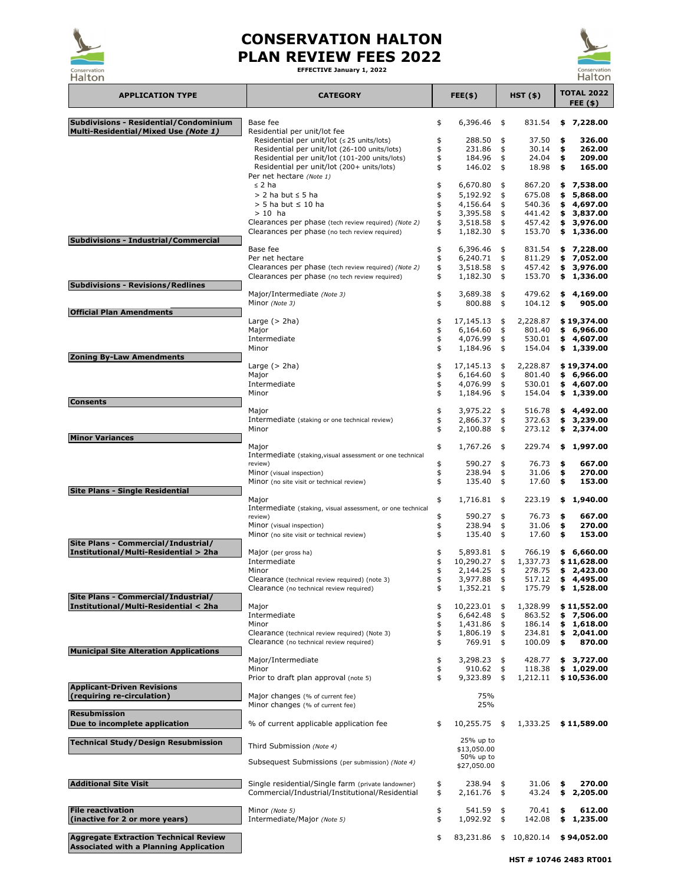# CONSERVATION HALTON PLAN REVIEW FEES 2022

**EFFECTIVE January 1, 2022**

| APPLICATION TYPE | CATEGORY | FEE($) | HST ($) | TOTAL 2022 FEE ($) |
|---|---|---|---|---|
| **Subdivisions - Residential/Condominium Multi-Residential/Mixed Use *(Note 1)*** | Base fee | $ 6,396.46 | $ 831.54 | **$ 7,228.00** |
| | Residential per unit/lot fee | | | |
| | Residential per unit/lot (≤ 25 units/lots) | $ 288.50 | $ 37.50 | **$ 326.00** |
| | Residential per unit/lot (26-100 units/lots) | $ 231.86 | $ 30.14 | **$ 262.00** |
| | Residential per unit/lot (101-200 units/lots) | $ 184.96 | $ 24.04 | **$ 209.00** |
| | Residential per unit/lot (200+ units/lots) | $ 146.02 | $ 18.98 | **$ 165.00** |
| | Per net hectare *(Note 1)* | | | |
| | ≤ 2 ha | $ 6,670.80 | $ 867.20 | **$ 7,538.00** |
| | > 2 ha but ≤ 5 ha | $ 5,192.92 | $ 675.08 | **$ 5,868.00** |
| | > 5 ha but ≤ 10 ha | $ 4,156.64 | $ 540.36 | **$ 4,697.00** |
| | > 10 ha | $ 3,395.58 | $ 441.42 | **$ 3,837.00** |
| | Clearances per phase (tech review required) *(Note 2)* | $ 3,518.58 | $ 457.42 | **$ 3,976.00** |
| | Clearances per phase (no tech review required) | $ 1,182.30 | $ 153.70 | **$ 1,336.00** |
| **Subdivisions - Industrial/Commercial** | | | | |
| | Base fee | $ 6,396.46 | $ 831.54 | **$ 7,228.00** |
| | Per net hectare | $ 6,240.71 | $ 811.29 | **$ 7,052.00** |
| | Clearances per phase (tech review required) *(Note 2)* | $ 3,518.58 | $ 457.42 | **$ 3,976.00** |
| | Clearances per phase (no tech review required) | $ 1,182.30 | $ 153.70 | **$ 1,336.00** |
| **Subdivisions - Revisions/Redlines** | | | | |
| | Major/Intermediate *(Note 3)* | $ 3,689.38 | $ 479.62 | **$ 4,169.00** |
| | Minor *(Note 3)* | $ 800.88 | $ 104.12 | **$ 905.00** |
| **Official Plan Amendments** | | | | |
| | Large (> 2ha) | $ 17,145.13 | $ 2,228.87 | **$ 19,374.00** |
| | Major | $ 6,164.60 | $ 801.40 | **$ 6,966.00** |
| | Intermediate | $ 4,076.99 | $ 530.01 | **$ 4,607.00** |
| | Minor | $ 1,184.96 | $ 154.04 | **$ 1,339.00** |
| **Zoning By-Law Amendments** | | | | |
| | Large (> 2ha) | $ 17,145.13 | $ 2,228.87 | **$ 19,374.00** |
| | Major | $ 6,164.60 | $ 801.40 | **$ 6,966.00** |
| | Intermediate | $ 4,076.99 | $ 530.01 | **$ 4,607.00** |
| | Minor | $ 1,184.96 | $ 154.04 | **$ 1,339.00** |
| **Consents** | | | | |
| | Major | $ 3,975.22 | $ 516.78 | **$ 4,492.00** |
| | Intermediate (staking or one technical review) | $ 2,866.37 | $ 372.63 | **$ 3,239.00** |
| | Minor | $ 2,100.88 | $ 273.12 | **$ 2,374.00** |
| **Minor Variances** | | | | |
| | Major | $ 1,767.26 | $ 229.74 | **$ 1,997.00** |
| | Intermediate (staking,visual assessment or one technical review) | $ 590.27 | $ 76.73 | **$ 667.00** |
| | Minor (visual inspection) | $ 238.94 | $ 31.06 | **$ 270.00** |
| | Minor (no site visit or technical review) | $ 135.40 | $ 17.60 | **$ 153.00** |
| **Site Plans - Single Residential** | | | | |
| | Major | $ 1,716.81 | $ 223.19 | **$ 1,940.00** |
| | Intermediate (staking, visual assessment, or one technical review) | $ 590.27 | $ 76.73 | **$ 667.00** |
| | Minor (visual inspection) | $ 238.94 | $ 31.06 | **$ 270.00** |
| | Minor (no site visit or technical review) | $ 135.40 | $ 17.60 | **$ 153.00** |
| **Site Plans - Commercial/Industrial/ Institutional/Multi-Residential > 2ha** | Major (per gross ha) | $ 5,893.81 | $ 766.19 | **$ 6,660.00** |
| | Intermediate | $ 10,290.27 | $ 1,337.73 | **$ 11,628.00** |
| | Minor | $ 2,144.25 | $ 278.75 | **$ 2,423.00** |
| | Clearance (technical review required) (note 3) | $ 3,977.88 | $ 517.12 | **$ 4,495.00** |
| | Clearance (no technical review required) | $ 1,352.21 | $ 175.79 | **$ 1,528.00** |
| **Site Plans - Commercial/Industrial/ Institutional/Multi-Residential < 2ha** | Major | $ 10,223.01 | $ 1,328.99 | **$ 11,552.00** |
| | Intermediate | $ 6,642.48 | $ 863.52 | **$ 7,506.00** |
| | Minor | $ 1,431.86 | $ 186.14 | **$ 1,618.00** |
| | Clearance (technical review required) (Note 3) | $ 1,806.19 | $ 234.81 | **$ 2,041.00** |
| | Clearance (no technical review required) | $ 769.91 | $ 100.09 | **$ 870.00** |
| **Municipal Site Alteration Applications** | | | | |
| | Major/Intermediate | $ 3,298.23 | $ 428.77 | **$ 3,727.00** |
| | Minor | $ 910.62 | $ 118.38 | **$ 1,029.00** |
| | Prior to draft plan approval (note 5) | $ 9,323.89 | $ 1,212.11 | **$ 10,536.00** |
| **Applicant-Driven Revisions (requiring re-circulation)** | Major changes (% of current fee) | 75% | | |
| | Minor changes (% of current fee) | 25% | | |
| **Resubmission Due to incomplete application** | % of current applicable application fee | $ 10,255.75 | $ 1,333.25 | **$ 11,589.00** |
| **Technical Study/Design Resubmission** | Third Submission *(Note 4)* | 25% up to $13,050.00 | | |
| | Subsequest Submissions (per submission) *(Note 4)* | 50% up to $27,050.00 | | |
| **Additional Site Visit** | Single residential/Single farm (private landowner) | $ 238.94 | $ 31.06 | **$ 270.00** |
| | Commercial/Industrial/Institutional/Residential | $ 2,161.76 | $ 43.24 | **$ 2,205.00** |
| **File reactivation (inactive for 2 or more years)** | Minor *(Note 5)* | $ 541.59 | $ 70.41 | **$ 612.00** |
| | Intermediate/Major *(Note 5)* | $ 1,092.92 | $ 142.08 | **$ 1,235.00** |
| **Aggregate Extraction Technical Review Associated with a Planning Application** | | $ 83,231.86 | $ 10,820.14 | **$ 94,052.00** |

**HST # 10746 2483 RT001**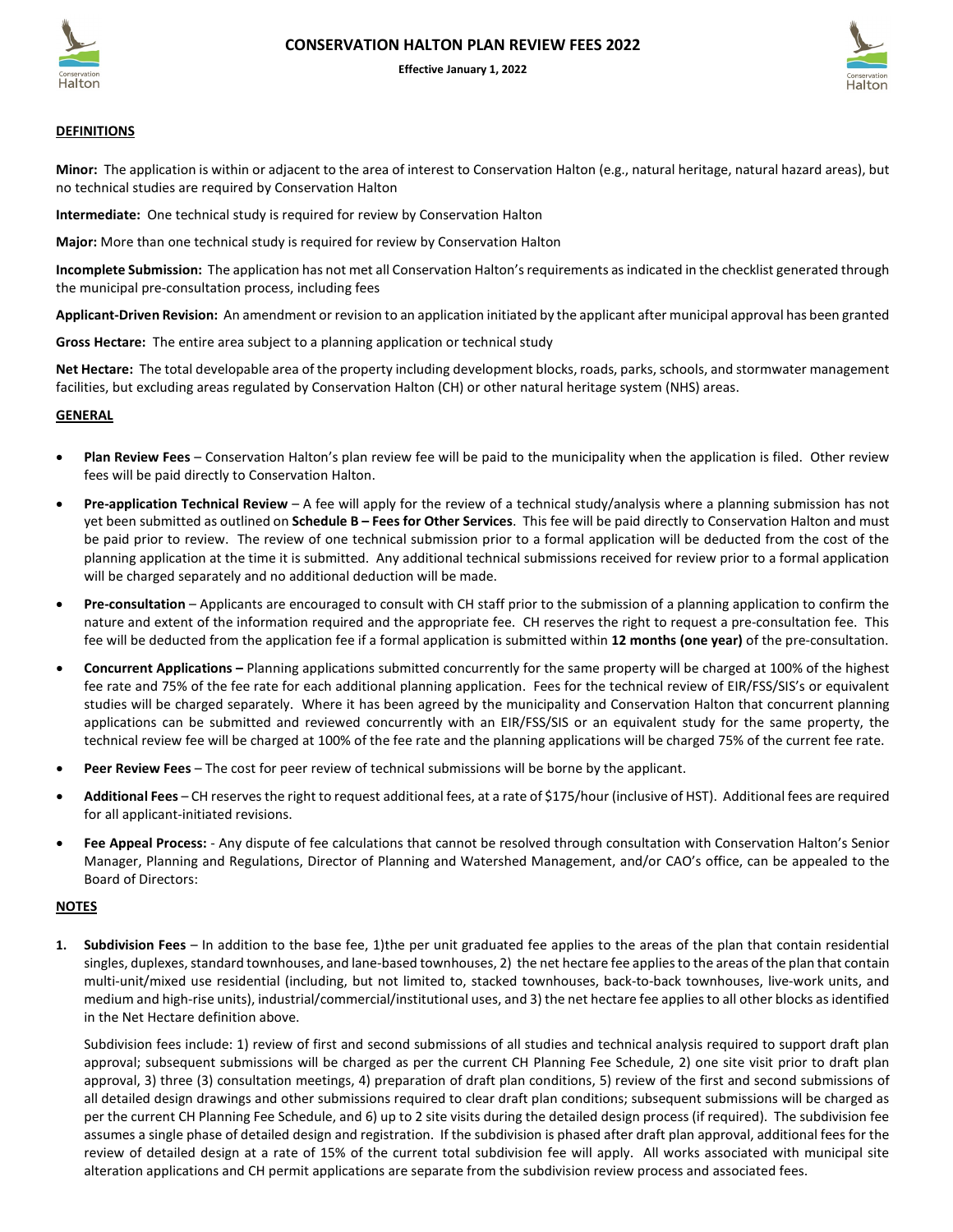# CONSERVATION HALTON PLAN REVIEW FEES 2022

**Effective January 1, 2022**

## DEFINITIONS

**Minor:** The application is within or adjacent to the area of interest to Conservation Halton (e.g., natural heritage, natural hazard areas), but no technical studies are required by Conservation Halton

**Intermediate:** One technical study is required for review by Conservation Halton

**Major:** More than one technical study is required for review by Conservation Halton

**Incomplete Submission:** The application has not met all Conservation Halton's requirements as indicated in the checklist generated through the municipal pre-consultation process, including fees

**Applicant-Driven Revision:** An amendment or revision to an application initiated by the applicant after municipal approval has been granted

**Gross Hectare:** The entire area subject to a planning application or technical study

**Net Hectare:** The total developable area of the property including development blocks, roads, parks, schools, and stormwater management facilities, but excluding areas regulated by Conservation Halton (CH) or other natural heritage system (NHS) areas.

## GENERAL

- **Plan Review Fees** – Conservation Halton's plan review fee will be paid to the municipality when the application is filed. Other review fees will be paid directly to Conservation Halton.
- **Pre-application Technical Review** – A fee will apply for the review of a technical study/analysis where a planning submission has not yet been submitted as outlined on **Schedule B – Fees for Other Services**. This fee will be paid directly to Conservation Halton and must be paid prior to review. The review of one technical submission prior to a formal application will be deducted from the cost of the planning application at the time it is submitted. Any additional technical submissions received for review prior to a formal application will be charged separately and no additional deduction will be made.
- **Pre-consultation** – Applicants are encouraged to consult with CH staff prior to the submission of a planning application to confirm the nature and extent of the information required and the appropriate fee. CH reserves the right to request a pre-consultation fee. This fee will be deducted from the application fee if a formal application is submitted within **12 months (one year)** of the pre-consultation.
- **Concurrent Applications –** Planning applications submitted concurrently for the same property will be charged at 100% of the highest fee rate and 75% of the fee rate for each additional planning application. Fees for the technical review of EIR/FSS/SIS's or equivalent studies will be charged separately. Where it has been agreed by the municipality and Conservation Halton that concurrent planning applications can be submitted and reviewed concurrently with an EIR/FSS/SIS or an equivalent study for the same property, the technical review fee will be charged at 100% of the fee rate and the planning applications will be charged 75% of the current fee rate.
- **Peer Review Fees** – The cost for peer review of technical submissions will be borne by the applicant.
- **Additional Fees** – CH reserves the right to request additional fees, at a rate of $175/hour (inclusive of HST). Additional fees are required for all applicant-initiated revisions.
- **Fee Appeal Process:** - Any dispute of fee calculations that cannot be resolved through consultation with Conservation Halton's Senior Manager, Planning and Regulations, Director of Planning and Watershed Management, and/or CAO's office, can be appealed to the Board of Directors:

## NOTES

1. **Subdivision Fees** – In addition to the base fee, 1)the per unit graduated fee applies to the areas of the plan that contain residential singles, duplexes, standard townhouses, and lane-based townhouses, 2) the net hectare fee applies to the areas of the plan that contain multi-unit/mixed use residential (including, but not limited to, stacked townhouses, back-to-back townhouses, live-work units, and medium and high-rise units), industrial/commercial/institutional uses, and 3) the net hectare fee applies to all other blocks as identified in the Net Hectare definition above.

   Subdivision fees include: 1) review of first and second submissions of all studies and technical analysis required to support draft plan approval; subsequent submissions will be charged as per the current CH Planning Fee Schedule, 2) one site visit prior to draft plan approval, 3) three (3) consultation meetings, 4) preparation of draft plan conditions, 5) review of the first and second submissions of all detailed design drawings and other submissions required to clear draft plan conditions; subsequent submissions will be charged as per the current CH Planning Fee Schedule, and 6) up to 2 site visits during the detailed design process (if required). The subdivision fee assumes a single phase of detailed design and registration. If the subdivision is phased after draft plan approval, additional fees for the review of detailed design at a rate of 15% of the current total subdivision fee will apply. All works associated with municipal site alteration applications and CH permit applications are separate from the subdivision review process and associated fees.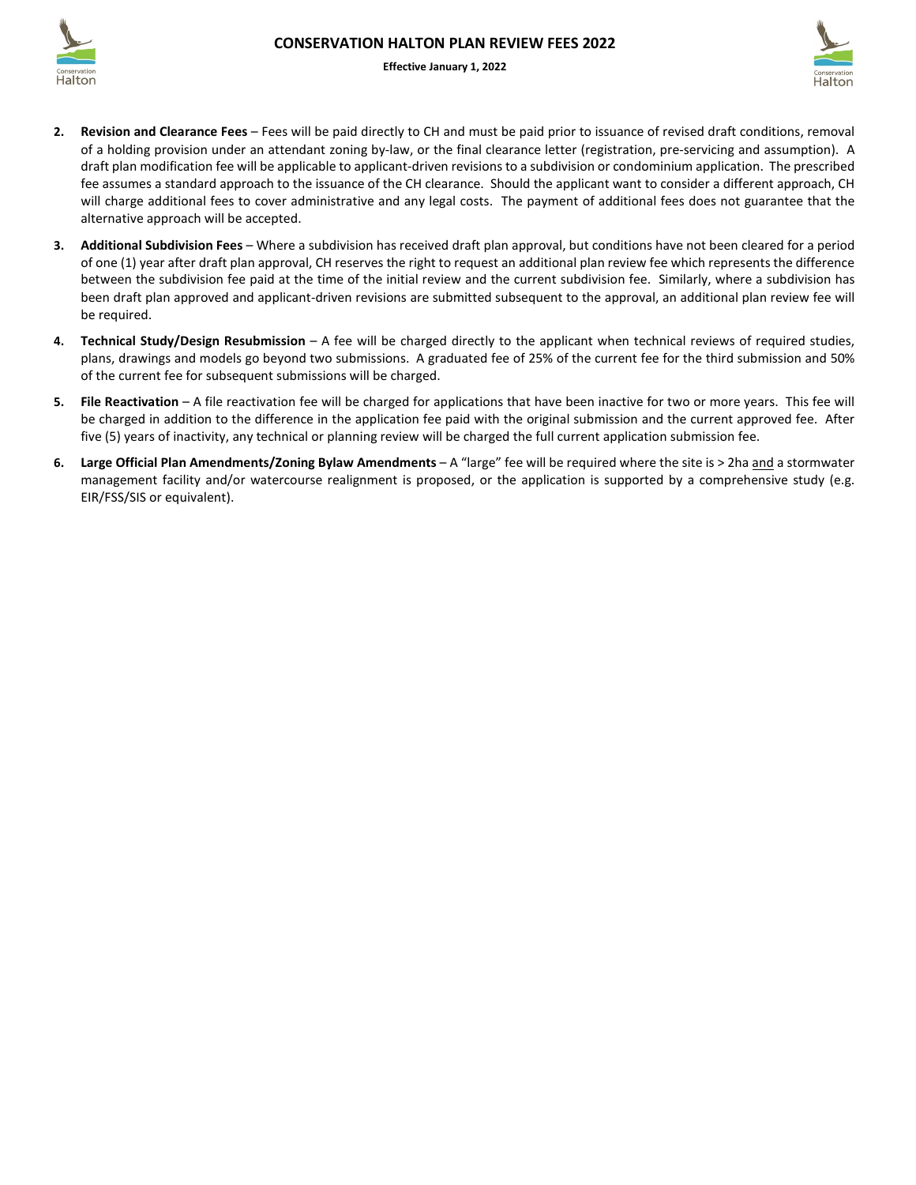2. **Revision and Clearance Fees** – Fees will be paid directly to CH and must be paid prior to issuance of revised draft conditions, removal of a holding provision under an attendant zoning by-law, or the final clearance letter (registration, pre-servicing and assumption). A draft plan modification fee will be applicable to applicant-driven revisions to a subdivision or condominium application. The prescribed fee assumes a standard approach to the issuance of the CH clearance. Should the applicant want to consider a different approach, CH will charge additional fees to cover administrative and any legal costs. The payment of additional fees does not guarantee that the alternative approach will be accepted.

3. **Additional Subdivision Fees** – Where a subdivision has received draft plan approval, but conditions have not been cleared for a period of one (1) year after draft plan approval, CH reserves the right to request an additional plan review fee which represents the difference between the subdivision fee paid at the time of the initial review and the current subdivision fee. Similarly, where a subdivision has been draft plan approved and applicant-driven revisions are submitted subsequent to the approval, an additional plan review fee will be required.

4. **Technical Study/Design Resubmission** – A fee will be charged directly to the applicant when technical reviews of required studies, plans, drawings and models go beyond two submissions. A graduated fee of 25% of the current fee for the third submission and 50% of the current fee for subsequent submissions will be charged.

5. **File Reactivation** – A file reactivation fee will be charged for applications that have been inactive for two or more years. This fee will be charged in addition to the difference in the application fee paid with the original submission and the current approved fee. After five (5) years of inactivity, any technical or planning review will be charged the full current application submission fee.

6. **Large Official Plan Amendments/Zoning Bylaw Amendments** – A "large" fee will be required where the site is > 2ha and a stormwater management facility and/or watercourse realignment is proposed, or the application is supported by a comprehensive study (e.g. EIR/FSS/SIS or equivalent).